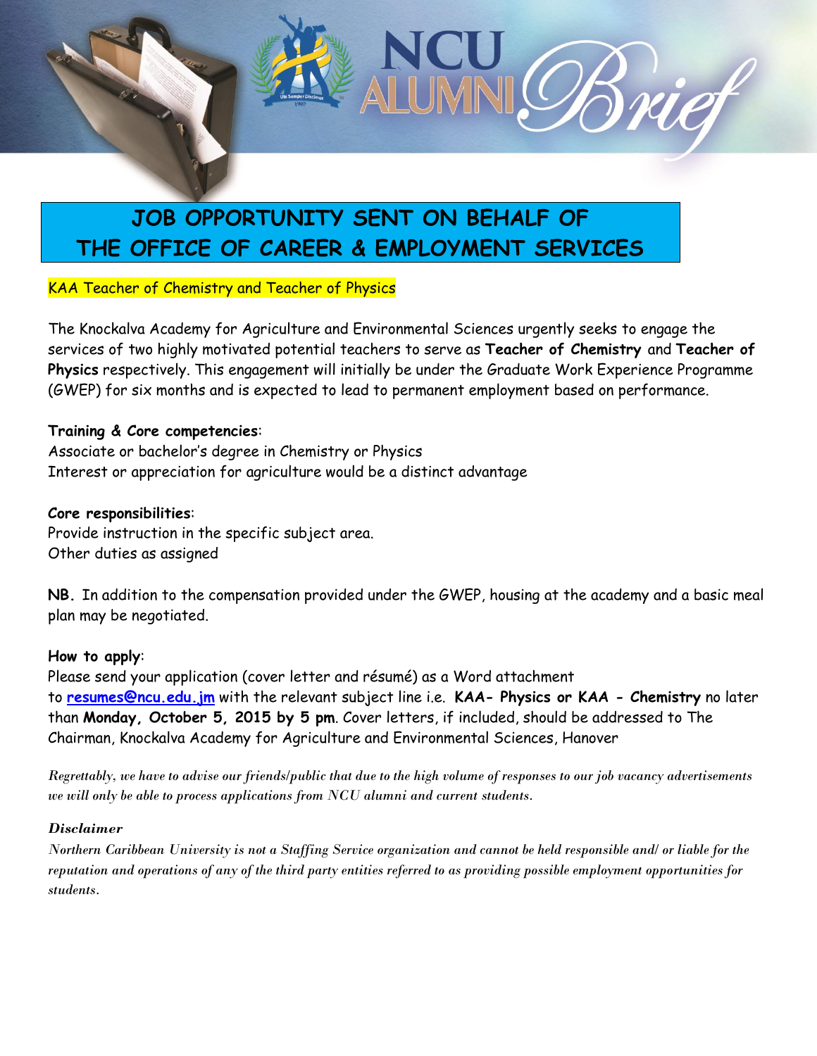# NCU ALUMNI Brief

## JOB OPPORTUNITY SENT ON BEHALF OF THE OFFICE OF CAREER & EMPLOYMENT SERVICES

KAA Teacher of Chemistry and Teacher of Physics

The Knockalva Academy for Agriculture and Environmental Sciences urgently seeks to engage the services of two highly motivated potential teachers to serve as **Teacher of Chemistry** and **Teacher of Physics** respectively. This engagement will initially be under the Graduate Work Experience Programme (GWEP) for six months and is expected to lead to permanent employment based on performance.

**Training & Core competencies**:
Associate or bachelor's degree in Chemistry or Physics
Interest or appreciation for agriculture would be a distinct advantage

**Core responsibilities**:
Provide instruction in the specific subject area.
Other duties as assigned

**NB.** In addition to the compensation provided under the GWEP, housing at the academy and a basic meal plan may be negotiated.

**How to apply**:
Please send your application (cover letter and résumé) as a Word attachment to **resumes@ncu.edu.jm** with the relevant subject line i.e. **KAA- Physics or KAA - Chemistry** no later than **Monday, October 5, 2015 by 5 pm**. Cover letters, if included, should be addressed to The Chairman, Knockalva Academy for Agriculture and Environmental Sciences, Hanover

*Regrettably, we have to advise our friends/public that due to the high volume of responses to our job vacancy advertisements we will only be able to process applications from NCU alumni and current students.*

***Disclaimer***

*Northern Caribbean University is not a Staffing Service organization and cannot be held responsible and/ or liable for the reputation and operations of any of the third party entities referred to as providing possible employment opportunities for students.*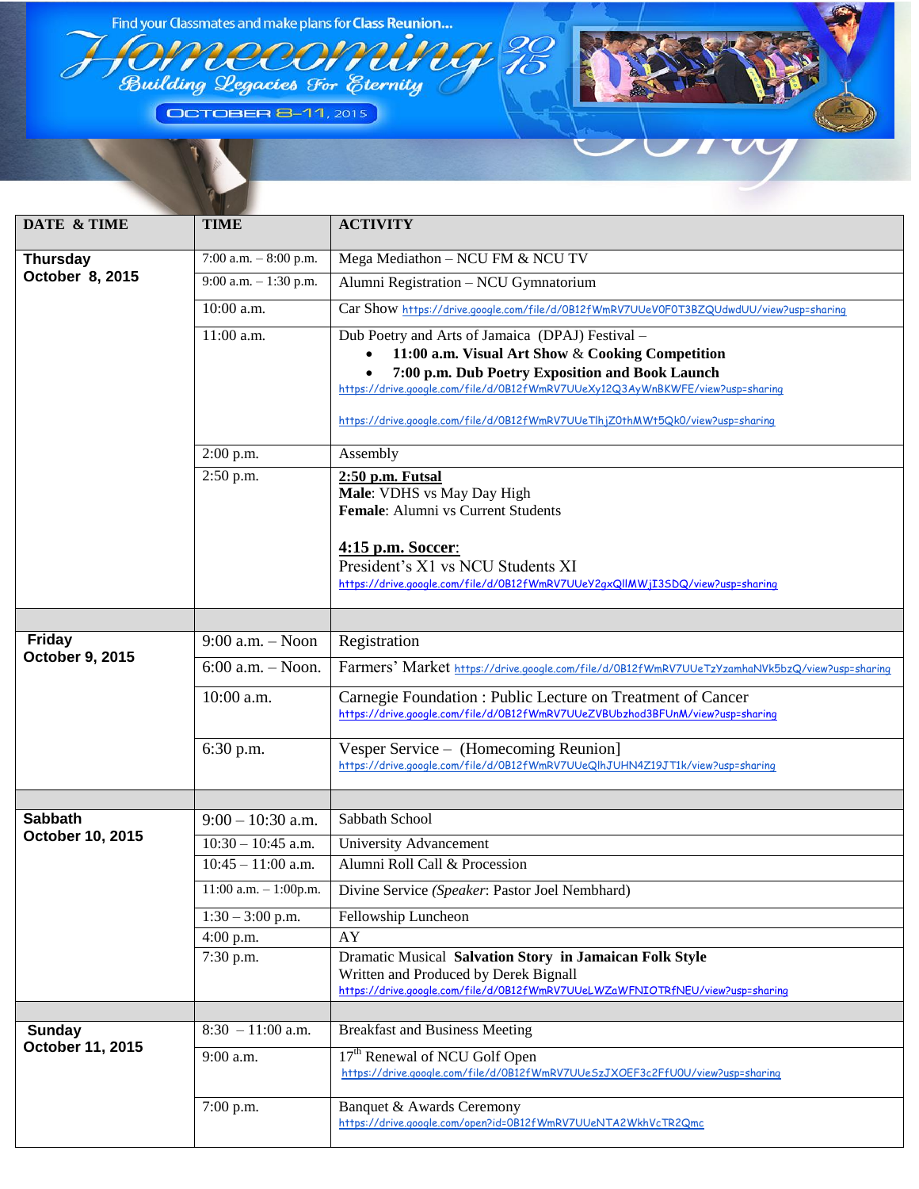Find your Classmates and make plans for Class Reunion...

# Homecoming 2015

Building Legacies For Eternity

OCTOBER 8–11, 2015

| DATE & TIME | TIME | ACTIVITY |
|---|---|---|
| **Thursday October 8, 2015** | 7:00 a.m. – 8:00 p.m. | Mega Mediathon – NCU FM & NCU TV |
| | 9:00 a.m. – 1:30 p.m. | Alumni Registration – NCU Gymnatorium |
| | 10:00 a.m. | Car Show https://drive.google.com/file/d/0B12fWmRV7UUeV0F0T3BZQUdwdUU/view?usp=sharing |
| | 11:00 a.m. | Dub Poetry and Arts of Jamaica (DPAJ) Festival – <br>• **11:00 a.m. Visual Art Show & Cooking Competition** <br>• **7:00 p.m. Dub Poetry Exposition and Book Launch** <br>https://drive.google.com/file/d/0B12fWmRV7UUeXy12Q3AyWnBKWFE/view?usp=sharing <br>https://drive.google.com/file/d/0B12fWmRV7UUeTlhjZ0thMWt5Qk0/view?usp=sharing |
| | 2:00 p.m. | Assembly |
| | 2:50 p.m. | **2:50 p.m. Futsal** <br>**Male**: VDHS vs May Day High <br>**Female**: Alumni vs Current Students <br><br>**4:15 p.m. Soccer**: <br>President's X1 vs NCU Students XI <br>https://drive.google.com/file/d/0B12fWmRV7UUeY2gxQllMWjI3SDQ/view?usp=sharing |
| | | |
| **Friday October 9, 2015** | 9:00 a.m. – Noon | Registration |
| | 6:00 a.m. – Noon. | Farmers' Market https://drive.google.com/file/d/0B12fWmRV7UUeTzYzamhaNVk5bzQ/view?usp=sharing |
| | 10:00 a.m. | Carnegie Foundation : Public Lecture on Treatment of Cancer <br>https://drive.google.com/file/d/0B12fWmRV7UUeZVBUbzhod3BFUnM/view?usp=sharing |
| | 6:30 p.m. | Vesper Service – (Homecoming Reunion] <br>https://drive.google.com/file/d/0B12fWmRV7UUeQlhJUHN4Z19JT1k/view?usp=sharing |
| | | |
| **Sabbath October 10, 2015** | 9:00 – 10:30 a.m. | Sabbath School |
| | 10:30 – 10:45 a.m. | University Advancement |
| | 10:45 – 11:00 a.m. | Alumni Roll Call & Procession |
| | 11:00 a.m. – 1:00p.m. | Divine Service (*Speaker*: Pastor Joel Nembhard) |
| | 1:30 – 3:00 p.m. | Fellowship Luncheon |
| | 4:00 p.m. | AY |
| | 7:30 p.m. | Dramatic Musical **Salvation Story in Jamaican Folk Style** <br>Written and Produced by Derek Bignall <br>https://drive.google.com/file/d/0B12fWmRV7UUeLWZaWFNIOTRfNEU/view?usp=sharing |
| | | |
| **Sunday October 11, 2015** | 8:30 – 11:00 a.m. | Breakfast and Business Meeting |
| | 9:00 a.m. | 17th Renewal of NCU Golf Open <br>https://drive.google.com/file/d/0B12fWmRV7UUeSzJXOEF3c2FfU0U/view?usp=sharing |
| | 7:00 p.m. | Banquet & Awards Ceremony <br>https://drive.google.com/open?id=0B12fWmRV7UUeNTA2WkhVcTR2Qmc |